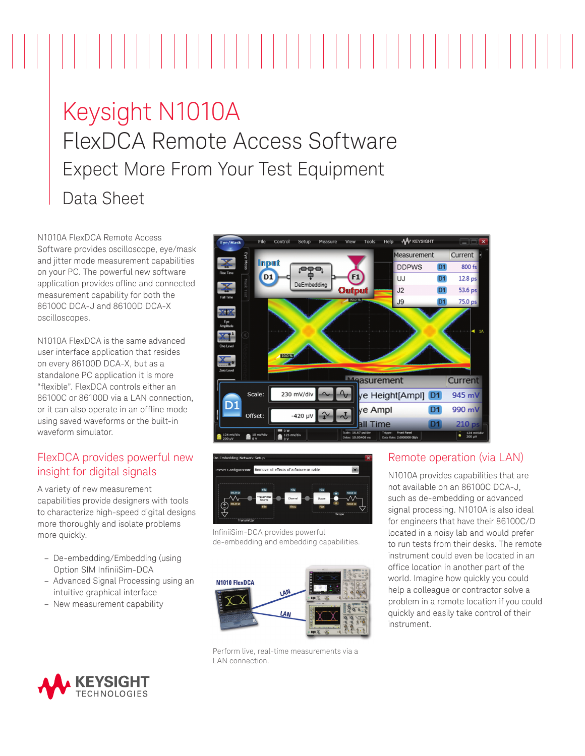# Keysight N1010A

## FlexDCA Remote Access Software

### Expect More From Your Test Equipment

### Data Sheet

N1010A FlexDCA Remote Access Software provides oscilloscope, eye/mask and jitter mode measurement capabilities on your PC. The powerful new software enables application provides offline and connected measurement capability for both the 86100C DCA-J and 86100D DCA-X oscilloscopes.

N1010A FlexDCA is the same advanced user interface application that resides on every 86100D DCA-X, but as a standalone PC application it is more "flexible". FlexDCA controls either an 86100C or 86100D via a LAN connection, or it can also operate in an offline mode using saved waveforms or the built-in waveform simulator.

## FlexDCA provides powerful new insight for digital signals

A variety of new measurement capabilities provide designers with tools to characterize high-speed digital designs more thoroughly and isolate problems more quickly.

- De-embedding/Embedding (using Option SIM InfiniiSim-DCA
- Advanced Signal Processing using an intuitive graphical interface
- New measurement capability

InfiniiSim-DCA provides powerful de-embedding and embedding capabilities.

Perform live, real-time measurements via a LAN connection.

## Remote operation (via LAN)

N1010A provides capabilities that are not available on an 86100C DCA-J, such as de-embedding or advanced signal processing. N1010A is also ideal for engineers that have their 86100C/D located in a noisy lab and would prefer to run tests from their desks. The remote instrument could even be located in an office location in another part of the world. Imagine how quickly you could help a colleague or contractor solve a problem in a remote location if you could quickly and easily take control of their instrument.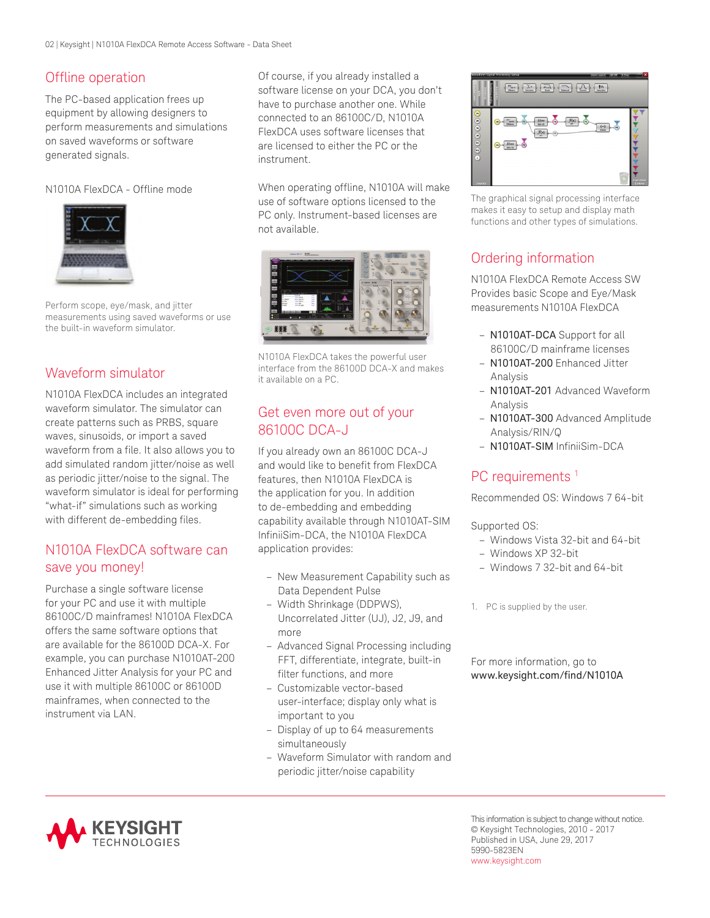## Offline operation

The PC-based application frees up equipment by allowing designers to perform measurements and simulations on saved waveforms or software generated signals.

N1010A FlexDCA - Offline mode

Perform scope, eye/mask, and jitter measurements using saved waveforms or use the built-in waveform simulator.

## Waveform simulator

N1010A FlexDCA includes an integrated waveform simulator. The simulator can create patterns such as PRBS, square waves, sinusoids, or import a saved waveform from a file. It also allows you to add simulated random jitter/noise as well as periodic jitter/noise to the signal. The waveform simulator is ideal for performing "what-if" simulations such as working with different de-embedding files.

## N1010A FlexDCA software can save you money!

Purchase a single software license for your PC and use it with multiple 86100C/D mainframes! N1010A FlexDCA offers the same software options that are available for the 86100D DCA-X. For example, you can purchase N1010AT-200 Enhanced Jitter Analysis for your PC and use it with multiple 86100C or 86100D mainframes, when connected to the instrument via LAN.

Of course, if you already installed a software license on your DCA, you don't have to purchase another one. While connected to an 86100C/D, N1010A FlexDCA uses software licenses that are licensed to either the PC or the instrument.

When operating offline, N1010A will make use of software options licensed to the PC only. Instrument-based licenses are not available.

N1010A FlexDCA takes the powerful user interface from the 86100D DCA-X and makes it available on a PC.

## Get even more out of your 86100C DCA-J

If you already own an 86100C DCA-J and would like to benefit from FlexDCA features, then N1010A FlexDCA is the application for you. In addition to de-embedding and embedding capability available through N1010AT-SIM InfiniiSim-DCA, the N1010A FlexDCA application provides:

- New Measurement Capability such as Data Dependent Pulse
- Width Shrinkage (DDPWS), Uncorrelated Jitter (UJ), J2, J9, and more
- Advanced Signal Processing including FFT, differentiate, integrate, built-in filter functions, and more
- Customizable vector-based user-interface; display only what is important to you
- Display of up to 64 measurements simultaneously
- Waveform Simulator with random and periodic jitter/noise capability

The graphical signal processing interface makes it easy to setup and display math functions and other types of simulations.

## Ordering information

N1010A FlexDCA Remote Access SW Provides basic Scope and Eye/Mask measurements N1010A FlexDCA

- N1010AT-DCA Support for all 86100C/D mainframe licenses
- N1010AT-200 Enhanced Jitter Analysis
- N1010AT-201 Advanced Waveform Analysis
- N1010AT-300 Advanced Amplitude Analysis/RIN/Q
- N1010AT-SIM InfiniiSim-DCA

## PC requirements [1]

Recommended OS: Windows 7 64-bit

Supported OS:
- Windows Vista 32-bit and 64-bit
- Windows XP 32-bit
- Windows 7 32-bit and 64-bit

1. PC is supplied by the user.

For more information, go to www.keysight.com/find/N1010A

This information is subject to change without notice.
© Keysight Technologies, 2010 - 2017
Published in USA, June 29, 2017
5990-5823EN
www.keysight.com